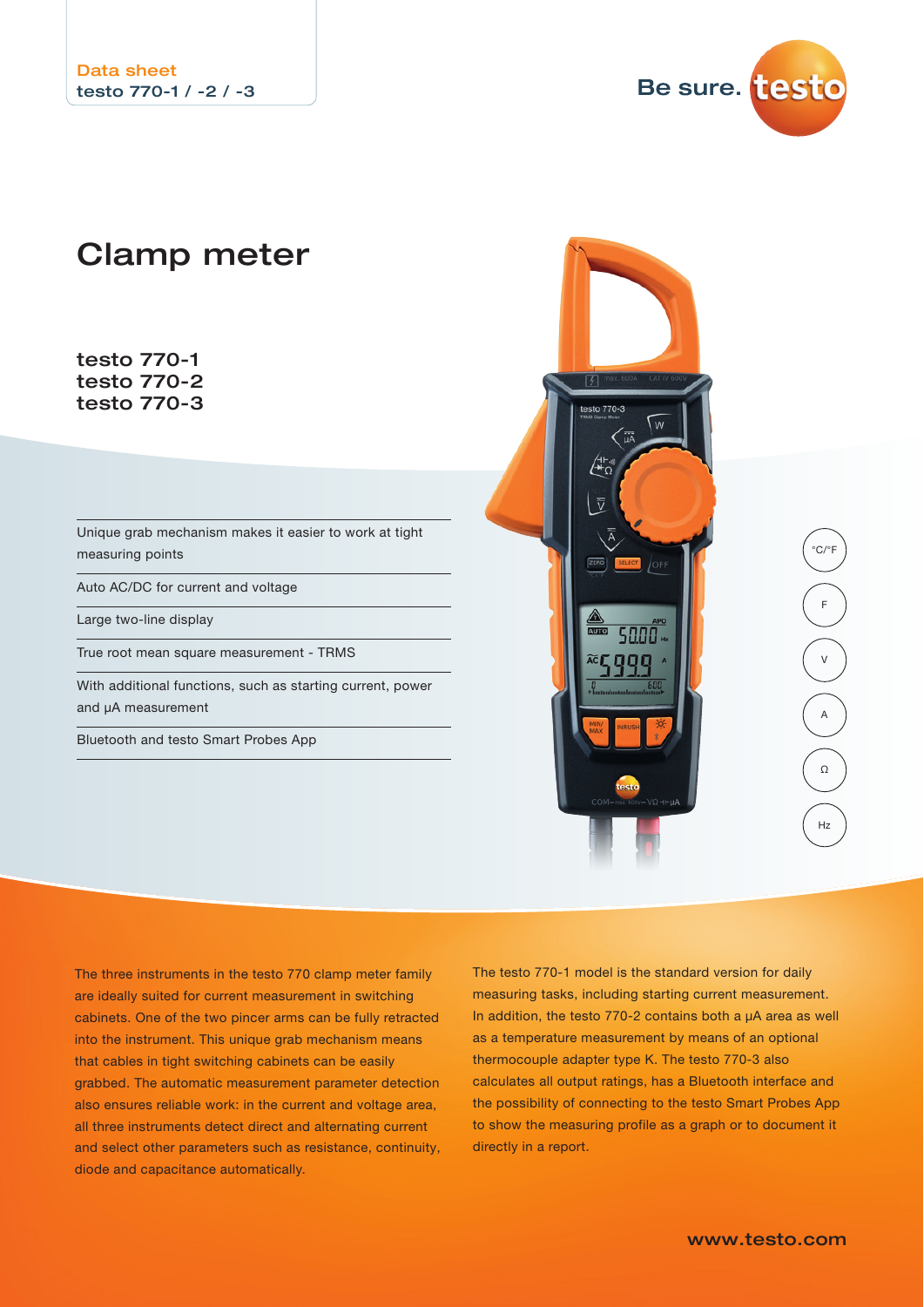Data sheet
testo 770-1 / -2 / -3

# Clamp meter

## testo 770-1
## testo 770-2
## testo 770-3

- Unique grab mechanism makes it easier to work at tight measuring points
- Auto AC/DC for current and voltage
- Large two-line display
- True root mean square measurement - TRMS
- With additional functions, such as starting current, power and µA measurement
- Bluetooth and testo Smart Probes App

°C/°F | F | V | A | Ω | Hz

The three instruments in the testo 770 clamp meter family are ideally suited for current measurement in switching cabinets. One of the two pincer arms can be fully retracted into the instrument. This unique grab mechanism means that cables in tight switching cabinets can be easily grabbed. The automatic measurement parameter detection also ensures reliable work: in the current and voltage area, all three instruments detect direct and alternating current and select other parameters such as resistance, continuity, diode and capacitance automatically.

The testo 770-1 model is the standard version for daily measuring tasks, including starting current measurement. In addition, the testo 770-2 contains both a µA area as well as a temperature measurement by means of an optional thermocouple adapter type K. The testo 770-3 also calculates all output ratings, has a Bluetooth interface and the possibility of connecting to the testo Smart Probes App to show the measuring profile as a graph or to document it directly in a report.

www.testo.com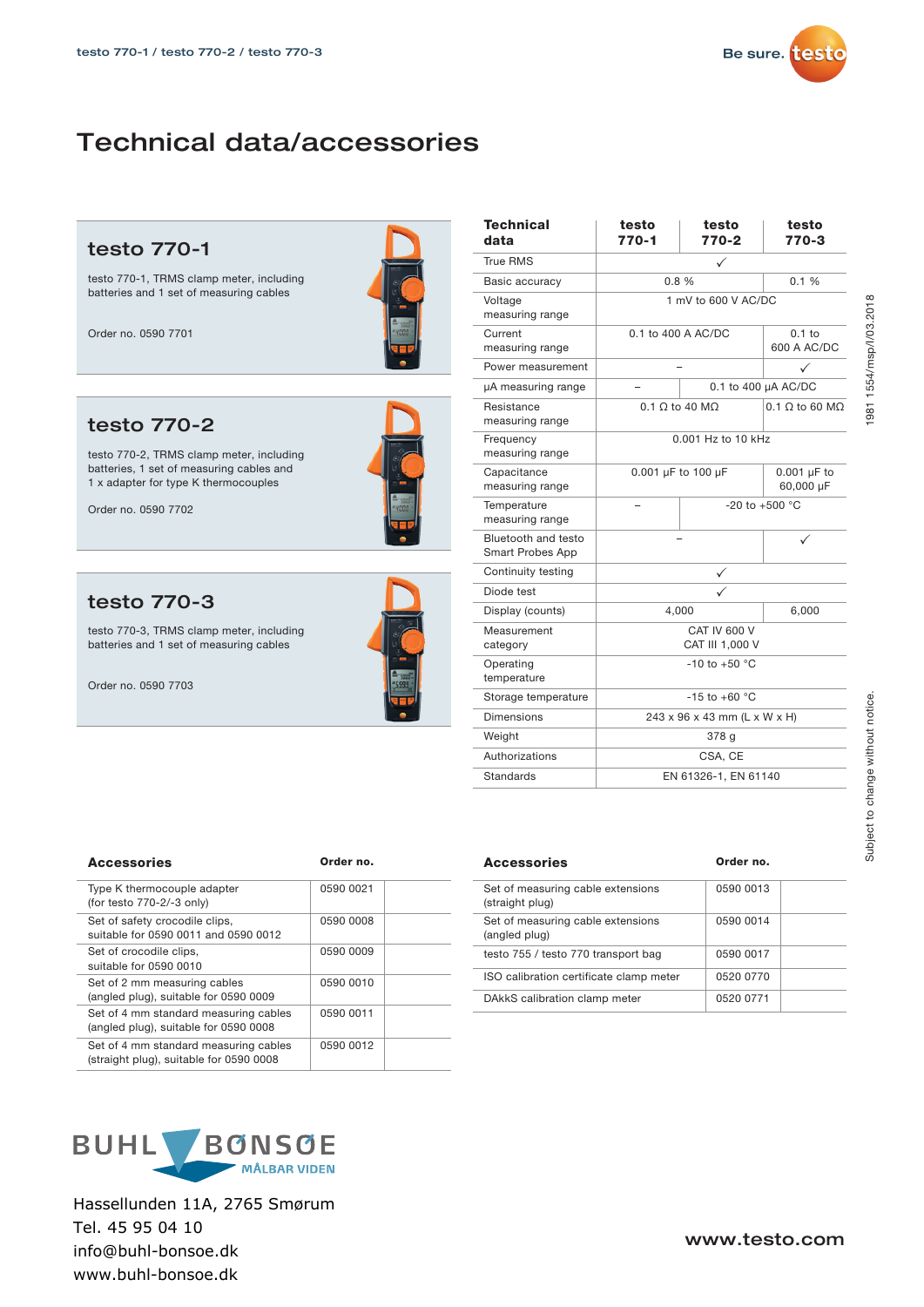# Technical data/accessories

## testo 770-1

testo 770-1, TRMS clamp meter, including batteries and 1 set of measuring cables

Order no. 0590 7701

## testo 770-2

testo 770-2, TRMS clamp meter, including batteries, 1 set of measuring cables and 1 x adapter for type K thermocouples

Order no. 0590 7702

## testo 770-3

testo 770-3, TRMS clamp meter, including batteries and 1 set of measuring cables

Order no. 0590 7703

| Technical data | testo 770-1 | testo 770-2 | testo 770-3 |
|---|---|---|---|
| True RMS | ✓ | | |
| Basic accuracy | 0.8 % | | 0.1 % |
| Voltage measuring range | 1 mV to 600 V AC/DC | | |
| Current measuring range | 0.1 to 400 A AC/DC | | 0.1 to 600 A AC/DC |
| Power measurement | – | | ✓ |
| µA measuring range | – | 0.1 to 400 µA AC/DC | |
| Resistance measuring range | 0.1 Ω to 40 MΩ | | 0.1 Ω to 60 MΩ |
| Frequency measuring range | 0.001 Hz to 10 kHz | | |
| Capacitance measuring range | 0.001 µF to 100 µF | | 0.001 µF to 60,000 µF |
| Temperature measuring range | – | -20 to +500 °C | |
| Bluetooth and testo Smart Probes App | – | | ✓ |
| Continuity testing | ✓ | | |
| Diode test | ✓ | | |
| Display (counts) | 4,000 | | 6,000 |
| Measurement category | CAT IV 600 V<br>CAT III 1,000 V | | |
| Operating temperature | -10 to +50 °C | | |
| Storage temperature | -15 to +60 °C | | |
| Dimensions | 243 x 96 x 43 mm (L x W x H) | | |
| Weight | 378 g | | |
| Authorizations | CSA, CE | | |
| Standards | EN 61326-1, EN 61140 | | |

| Accessories | Order no. |
|---|---|
| Type K thermocouple adapter (for testo 770-2/-3 only) | 0590 0021 |
| Set of safety crocodile clips, suitable for 0590 0011 and 0590 0012 | 0590 0008 |
| Set of crocodile clips, suitable for 0590 0010 | 0590 0009 |
| Set of 2 mm measuring cables (angled plug), suitable for 0590 0009 | 0590 0010 |
| Set of 4 mm standard measuring cables (angled plug), suitable for 0590 0008 | 0590 0011 |
| Set of 4 mm standard measuring cables (straight plug), suitable for 0590 0008 | 0590 0012 |

| Accessories | Order no. |
|---|---|
| Set of measuring cable extensions (straight plug) | 0590 0013 |
| Set of measuring cable extensions (angled plug) | 0590 0014 |
| testo 755 / testo 770 transport bag | 0590 0017 |
| ISO calibration certificate clamp meter | 0520 0770 |
| DAkkS calibration clamp meter | 0520 0771 |

1981 1554/msp/I/03.2018

Subject to change without notice.

BUHL BØNSOE MÅLBAR VIDEN

Hassellunden 11A, 2765 Smørum
Tel. 45 95 04 10
info@buhl-bonsoe.dk
www.buhl-bonsoe.dk

www.testo.com